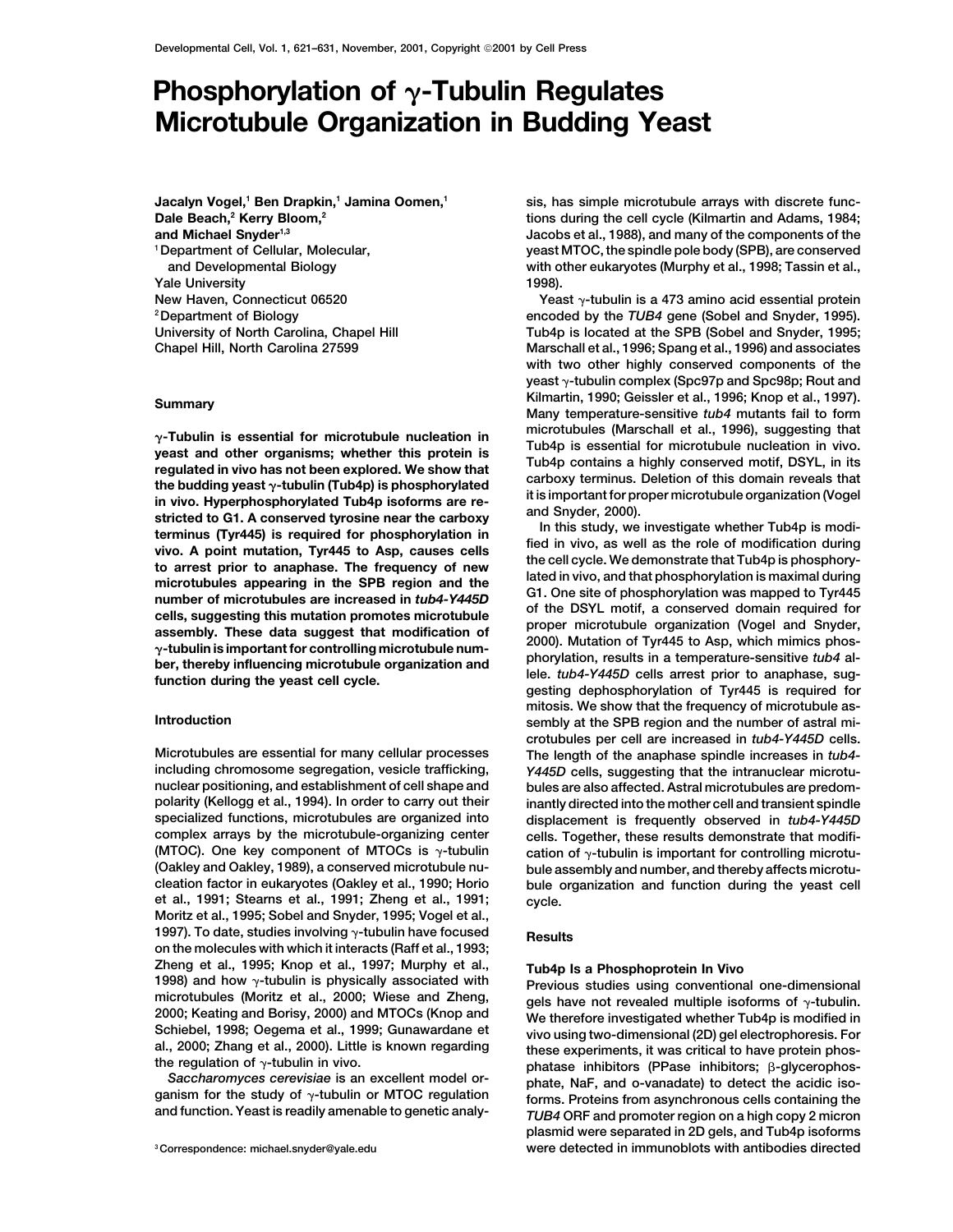# Phosphorylation of γ-Tubulin Regulates Microtubule Organization in Budding Yeast

**Jacalyn Vogel,[1] Ben Drapkin,[1] Jamina Oomen,[1] Dale Beach,[2] Kerry Bloom,[2] and Michael Snyder[1,3]**

[1] Department of Cellular, Molecular, and Developmental Biology
Yale University
New Haven, Connecticut 06520
[2] Department of Biology
University of North Carolina, Chapel Hill
Chapel Hill, North Carolina 27599

## Summary

**γ-Tubulin is essential for microtubule nucleation in yeast and other organisms; whether this protein is regulated in vivo has not been explored. We show that the budding yeast γ-tubulin (Tub4p) is phosphorylated in vivo. Hyperphosphorylated Tub4p isoforms are restricted to G1. A conserved tyrosine near the carboxy terminus (Tyr445) is required for phosphorylation in vivo. A point mutation, Tyr445 to Asp, causes cells to arrest prior to anaphase. The frequency of new microtubules appearing in the SPB region and the number of microtubules are increased in *tub4-Y445D* cells, suggesting this mutation promotes microtubule assembly. These data suggest that modification of γ-tubulin is important for controlling microtubule number, thereby influencing microtubule organization and function during the yeast cell cycle.**

## Introduction

Microtubules are essential for many cellular processes including chromosome segregation, vesicle trafficking, nuclear positioning, and establishment of cell shape and polarity (Kellogg et al., 1994). In order to carry out their specialized functions, microtubules are organized into complex arrays by the microtubule-organizing center (MTOC). One key component of MTOCs is γ-tubulin (Oakley and Oakley, 1989), a conserved microtubule nucleation factor in eukaryotes (Oakley et al., 1990; Horio et al., 1991; Stearns et al., 1991; Zheng et al., 1991; Moritz et al., 1995; Sobel and Snyder, 1995; Vogel et al., 1997). To date, studies involving γ-tubulin have focused on the molecules with which it interacts (Raff et al., 1993; Zheng et al., 1995; Knop et al., 1997; Murphy et al., 1998) and how γ-tubulin is physically associated with microtubules (Moritz et al., 2000; Wiese and Zheng, 2000; Keating and Borisy, 2000) and MTOCs (Knop and Schiebel, 1998; Oegema et al., 1999; Gunawardane et al., 2000; Zhang et al., 2000). Little is known regarding the regulation of γ-tubulin in vivo.

*Saccharomyces cerevisiae* is an excellent model organism for the study of γ-tubulin or MTOC regulation and function. Yeast is readily amenable to genetic analysis, has simple microtubule arrays with discrete functions during the cell cycle (Kilmartin and Adams, 1984; Jacobs et al., 1988), and many of the components of the yeast MTOC, the spindle pole body (SPB), are conserved with other eukaryotes (Murphy et al., 1998; Tassin et al., 1998).

Yeast γ-tubulin is a 473 amino acid essential protein encoded by the *TUB4* gene (Sobel and Snyder, 1995). Tub4p is located at the SPB (Sobel and Snyder, 1995; Marschall et al., 1996; Spang et al., 1996) and associates with two other highly conserved components of the yeast γ-tubulin complex (Spc97p and Spc98p; Rout and Kilmartin, 1990; Geissler et al., 1996; Knop et al., 1997). Many temperature-sensitive *tub4* mutants fail to form microtubules (Marschall et al., 1996), suggesting that Tub4p is essential for microtubule nucleation in vivo. Tub4p contains a highly conserved motif, DSYL, in its carboxy terminus. Deletion of this domain reveals that it is important for proper microtubule organization (Vogel and Snyder, 2000).

In this study, we investigate whether Tub4p is modified in vivo, as well as the role of modification during the cell cycle. We demonstrate that Tub4p is phosphorylated in vivo, and that phosphorylation is maximal during G1. One site of phosphorylation was mapped to Tyr445 of the DSYL motif, a conserved domain required for proper microtubule organization (Vogel and Snyder, 2000). Mutation of Tyr445 to Asp, which mimics phosphorylation, results in a temperature-sensitive *tub4* allele. *tub4-Y445D* cells arrest prior to anaphase, suggesting that dephosphorylation of Tyr445 is required for mitosis. We show that the frequency of microtubule assembly at the SPB region and the number of astral microtubules per cell are increased in *tub4-Y445D* cells. The length of the anaphase spindle increases in *tub4-Y445D* cells, suggesting that the intranuclear microtubules are also affected. Astral microtubules are predominantly directed into the mother cell and transient spindle displacement is frequently observed in *tub4-Y445D* cells. Together, these results demonstrate that modification of γ-tubulin is important for controlling microtubule assembly and number, and thereby affects microtubule organization and function during the yeast cell cycle.

## Results

### Tub4p Is a Phosphoprotein In Vivo

Previous studies using conventional one-dimensional gels have not revealed multiple isoforms of γ-tubulin. We therefore investigated whether Tub4p is modified in vivo using two-dimensional (2D) gel electrophoresis. For these experiments, it was critical to have protein phosphatase inhibitors (PPase inhibitors; β-glycerophosphate, NaF, and o-vanadate) to detect the acidic isoforms. Proteins from asynchronous cells containing the *TUB4* ORF and promoter region on a high copy 2 micron plasmid were separated in 2D gels, and Tub4p isoforms were detected in immunoblots with antibodies directed

[3] Correspondence: michael.snyder@yale.edu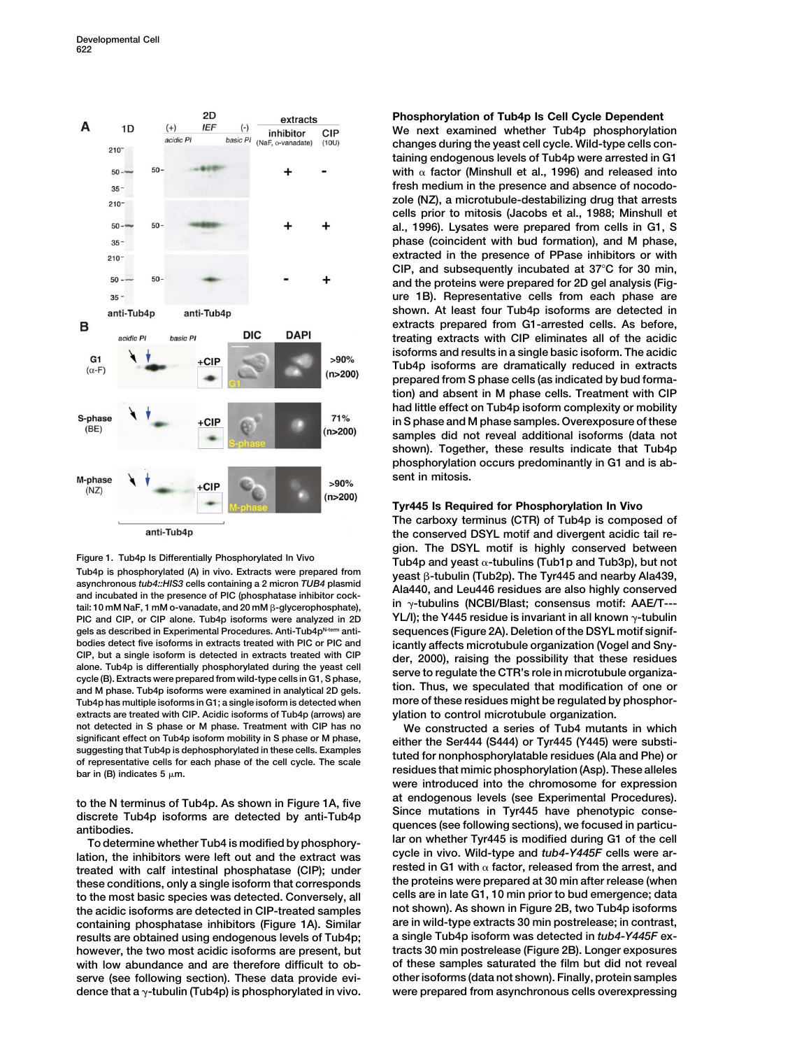Figure 1. Tub4p Is Differentially Phosphorylated In Vivo

Tub4p is phosphorylated (A) in vivo. Extracts were prepared from asynchronous *tub4::HIS3* cells containing a 2 micron *TUB4* plasmid and incubated in the presence of PIC (phosphatase inhibitor cocktail: 10 mM NaF, 1 mM o-vanadate, and 20 mM β-glycerophosphate), PIC and CIP, or CIP alone. Tub4p isoforms were analyzed in 2D gels as described in Experimental Procedures. Anti-Tub4p$^{N\text{-}term}$ antibodies detect five isoforms in extracts treated with PIC or PIC and CIP, but a single isoform is detected in extracts treated with CIP alone. Tub4p is differentially phosphorylated during the yeast cell cycle (B). Extracts were prepared from wild-type cells in G1, S phase, and M phase. Tub4p isoforms were examined in analytical 2D gels. Tub4p has multiple isoforms in G1; a single isoform is detected when extracts are treated with CIP. Acidic isoforms of Tub4p (arrows) are not detected in S phase or M phase. Treatment with CIP has no significant effect on Tub4p isoform mobility in S phase or M phase, suggesting that Tub4p is dephosphorylated in these cells. Examples of representative cells for each phase of the cell cycle. The scale bar in (B) indicates 5 μm.

to the N terminus of Tub4p. As shown in Figure 1A, five discrete Tub4p isoforms are detected by anti-Tub4p antibodies.

To determine whether Tub4 is modified by phosphorylation, the inhibitors were left out and the extract was treated with calf intestinal phosphatase (CIP); under these conditions, only a single isoform that corresponds to the most basic species was detected. Conversely, all the acidic isoforms are detected in CIP-treated samples containing phosphatase inhibitors (Figure 1A). Similar results are obtained using endogenous levels of Tub4p; however, the two most acidic isoforms are present, but with low abundance and are therefore difficult to observe (see following section). These data provide evidence that a γ-tubulin (Tub4p) is phosphorylated in vivo.

### Phosphorylation of Tub4p Is Cell Cycle Dependent

We next examined whether Tub4p phosphorylation changes during the yeast cell cycle. Wild-type cells containing endogenous levels of Tub4p were arrested in G1 with α factor (Minshull et al., 1996) and released into fresh medium in the presence and absence of nocodozole (NZ), a microtubule-destabilizing drug that arrests cells prior to mitosis (Jacobs et al., 1988; Minshull et al., 1996). Lysates were prepared from cells in G1, S phase (coincident with bud formation), and M phase, extracted in the presence of PPase inhibitors or with CIP, and subsequently incubated at 37°C for 30 min, and the proteins were prepared for 2D gel analysis (Figure 1B). Representative cells from each phase are shown. At least four Tub4p isoforms are detected in extracts prepared from G1-arrested cells. As before, treating extracts with CIP eliminates all of the acidic isoforms and results in a single basic isoform. The acidic Tub4p isoforms are dramatically reduced in extracts prepared from S phase cells (as indicated by bud formation) and absent in M phase cells. Treatment with CIP had little effect on Tub4p isoform complexity or mobility in S phase and M phase samples. Overexposure of these samples did not reveal additional isoforms (data not shown). Together, these results indicate that Tub4p phosphorylation occurs predominantly in G1 and is absent in mitosis.

### Tyr445 Is Required for Phosphorylation In Vivo

The carboxy terminus (CTR) of Tub4p is composed of the conserved DSYL motif and divergent acidic tail region. The DSYL motif is highly conserved between Tub4p and yeast α-tubulins (Tub1p and Tub3p), but not yeast β-tubulin (Tub2p). The Tyr445 and nearby Ala439, Ala440, and Leu446 residues are also highly conserved in γ-tubulins (NCBI/Blast; consensus motif: AAE/T---YL/I); the Y445 residue is invariant in all known γ-tubulin sequences (Figure 2A). Deletion of the DSYL motif significantly affects microtubule organization (Vogel and Snyder, 2000), raising the possibility that these residues serve to regulate the CTR's role in microtubule organization. Thus, we speculated that modification of one or more of these residues might be regulated by phosphorylation to control microtubule organization.

We constructed a series of Tub4 mutants in which either the Ser444 (S444) or Tyr445 (Y445) were substituted for nonphosphorylatable residues (Ala and Phe) or residues that mimic phosphorylation (Asp). These alleles were introduced into the chromosome for expression at endogenous levels (see Experimental Procedures). Since mutations in Tyr445 have phenotypic consequences (see following sections), we focused in particular on whether Tyr445 is modified during G1 of the cell cycle in vivo. Wild-type and *tub4-Y445F* cells were arrested in G1 with α factor, released from the arrest, and the proteins were prepared at 30 min after release (when cells are in late G1, 10 min prior to bud emergence; data not shown). As shown in Figure 2B, two Tub4p isoforms are in wild-type extracts 30 min postrelease; in contrast, a single Tub4p isoform was detected in *tub4-Y445F* extracts 30 min postrelease (Figure 2B). Longer exposures of these samples saturated the film but did not reveal other isoforms (data not shown). Finally, protein samples were prepared from asynchronous cells overexpressing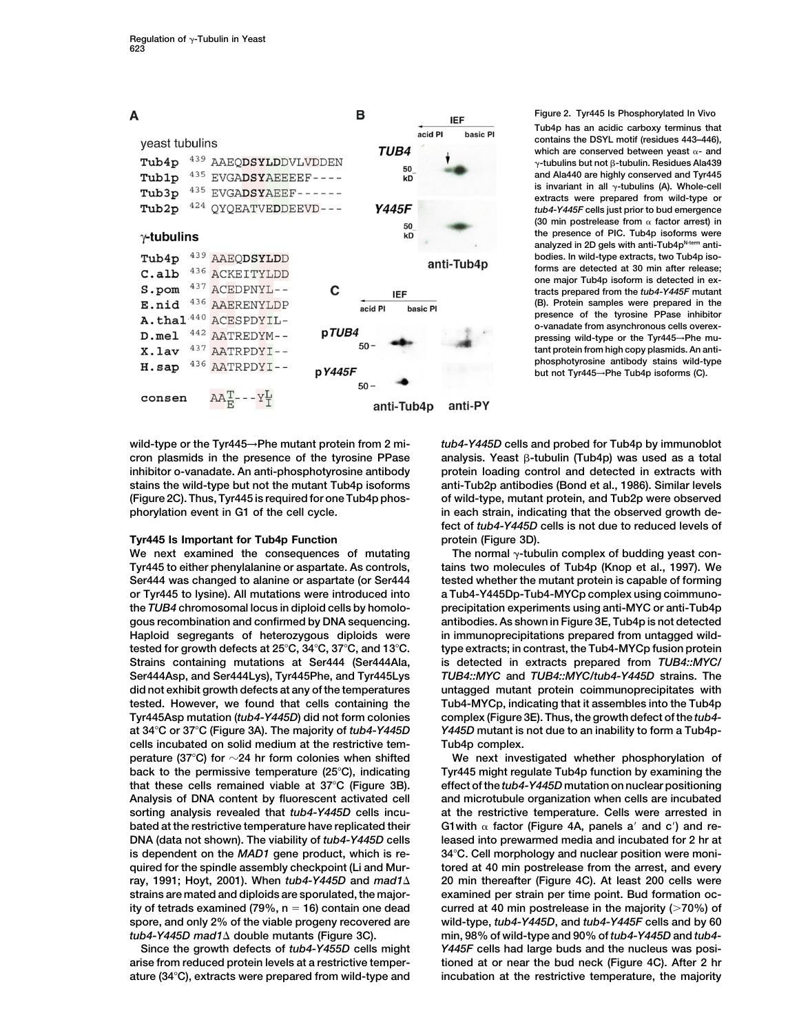Figure 2. Tyr445 Is Phosphorylated In Vivo

Tub4p has an acidic carboxy terminus that contains the DSYL motif (residues 443–446), which are conserved between yeast α- and γ-tubulins but not β-tubulin. Residues Ala439 and Ala440 are highly conserved and Tyr445 is invariant in all γ-tubulins (A). Whole-cell extracts were prepared from wild-type or *tub4-Y445F* cells just prior to bud emergence (30 min postrelease from α factor arrest) in the presence of PIC. Tub4p isoforms were analyzed in 2D gels with anti-Tub4p$^{N\text{-term}}$ antibodies. In wild-type extracts, two Tub4p isoforms are detected at 30 min after release; one major Tub4p isoform is detected in extracts prepared from the *tub4-Y445F* mutant (B). Protein samples were prepared in the presence of the tyrosine PPase inhibitor o-vanadate from asynchronous cells overexpressing wild-type or the Tyr445→Phe mutant protein from high copy plasmids. An anti-phosphotyrosine antibody stains wild-type but not Tyr445→Phe Tub4p isoforms (C).

wild-type or the Tyr445→Phe mutant protein from 2 micron plasmids in the presence of the tyrosine PPase inhibitor o-vanadate. An anti-phosphotyrosine antibody stains the wild-type but not the mutant Tub4p isoforms (Figure 2C). Thus, Tyr445 is required for one Tub4p phosphorylation event in G1 of the cell cycle.

### Tyr445 Is Important for Tub4p Function

We next examined the consequences of mutating Tyr445 to either phenylalanine or aspartate. As controls, Ser444 was changed to alanine or aspartate (or Ser444 or Tyr445 to lysine). All mutations were introduced into the *TUB4* chromosomal locus in diploid cells by homologous recombination and confirmed by DNA sequencing. Haploid segregants of heterozygous diploids were tested for growth defects at 25°C, 34°C, 37°C, and 13°C. Strains containing mutations at Ser444 (Ser444Ala, Ser444Asp, and Ser444Lys), Tyr445Phe, and Tyr445Lys did not exhibit growth defects at any of the temperatures tested. However, we found that cells containing the Tyr445Asp mutation (*tub4-Y445D*) did not form colonies at 34°C or 37°C (Figure 3A). The majority of *tub4-Y445D* cells incubated on solid medium at the restrictive temperature (37°C) for ~24 hr form colonies when shifted back to the permissive temperature (25°C), indicating that these cells remained viable at 37°C (Figure 3B). Analysis of DNA content by fluorescent activated cell sorting analysis revealed that *tub4-Y445D* cells incubated at the restrictive temperature have replicated their DNA (data not shown). The viability of *tub4-Y445D* cells is dependent on the *MAD1* gene product, which is required for the spindle assembly checkpoint (Li and Murray, 1991; Hoyt, 2001). When *tub4-Y445D* and *mad1Δ* strains are mated and diploids are sporulated, the majority of tetrads examined (79%, n = 16) contain one dead spore, and only 2% of the viable progeny recovered are *tub4-Y445D mad1Δ* double mutants (Figure 3C).

Since the growth defects of *tub4-Y455D* cells might arise from reduced protein levels at a restrictive temperature (34°C), extracts were prepared from wild-type and *tub4-Y445D* cells and probed for Tub4p by immunoblot analysis. Yeast β-tubulin (Tub4p) was used as a total protein loading control and detected in extracts with anti-Tub2p antibodies (Bond et al., 1986). Similar levels of wild-type, mutant protein, and Tub2p were observed in each strain, indicating that the observed growth defect of *tub4-Y445D* cells is not due to reduced levels of protein (Figure 3D).

The normal γ-tubulin complex of budding yeast contains two molecules of Tub4p (Knop et al., 1997). We tested whether the mutant protein is capable of forming a Tub4-Y445Dp-Tub4-MYCp complex using coimmunoprecipitation experiments using anti-MYC or anti-Tub4p antibodies. As shown in Figure 3E, Tub4p is not detected in immunoprecipitations prepared from untagged wild-type extracts; in contrast, the Tub4-MYCp fusion protein is detected in extracts prepared from *TUB4::MYC/TUB4::MYC* and *TUB4::MYC/tub4-Y445D* strains. The untagged mutant protein coimmunoprecipitates with Tub4-MYCp, indicating that it assembles into the Tub4p complex (Figure 3E). Thus, the growth defect of the *tub4-Y445D* mutant is not due to an inability to form a Tub4p-Tub4p complex.

We next investigated whether phosphorylation of Tyr445 might regulate Tub4p function by examining the effect of the *tub4-Y445D* mutation on nuclear positioning and microtubule organization when cells are incubated at the restrictive temperature. Cells were arrested in G1with α factor (Figure 4A, panels a′ and c′) and released into prewarmed media and incubated for 2 hr at 34°C. Cell morphology and nuclear position were monitored at 40 min postrelease from the arrest, and every 20 min thereafter (Figure 4C). At least 200 cells were examined per strain per time point. Bud formation occurred at 40 min postrelease in the majority (>70%) of wild-type, *tub4-Y445D*, and *tub4-Y445F* cells and by 60 min, 98% of wild-type and 90% of *tub4-Y445D* and *tub4-Y445F* cells had large buds and the nucleus was positioned at or near the bud neck (Figure 4C). After 2 hr incubation at the restrictive temperature, the majority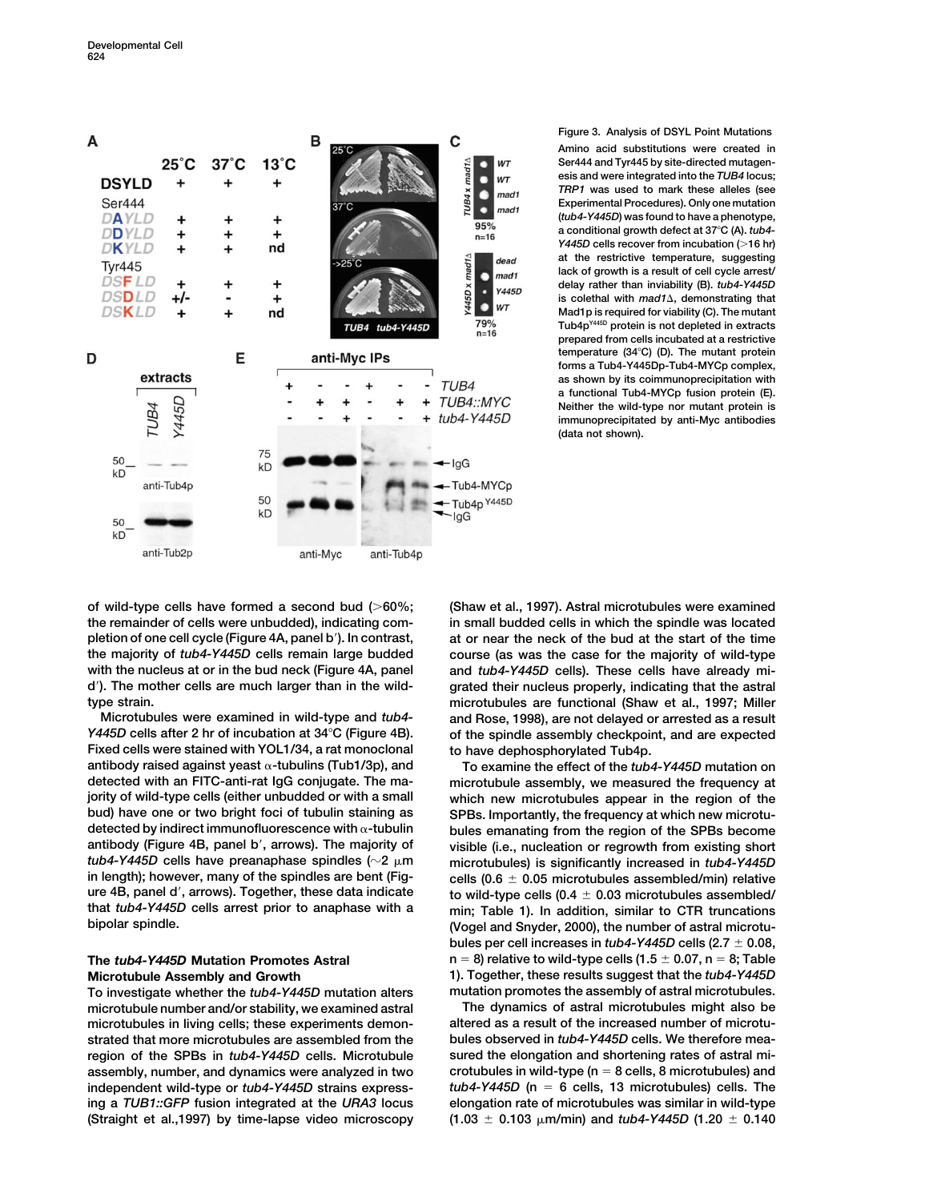Figure 3. Analysis of DSYL Point Mutations

Amino acid substitutions were created in Ser444 and Tyr445 by site-directed mutagenesis and were integrated into the *TUB4* locus; *TRP1* was used to mark these alleles (see Experimental Procedures). Only one mutation (*tub4-Y445D*) was found to have a phenotype, a conditional growth defect at 37°C (A). *tub4-Y445D* cells recover from incubation (>16 hr) at the restrictive temperature, suggesting lack of growth is a result of cell cycle arrest/delay rather than inviability (B). *tub4-Y445D* is colethal with *mad1Δ*, demonstrating that Mad1p is required for viability (C). The mutant Tub4p$^{Y445D}$ protein is not depleted in extracts prepared from cells incubated at a restrictive temperature (34°C) (D). The mutant protein forms a Tub4-Y445Dp-Tub4-MYCp complex, as shown by its coimmunoprecipitation with a functional Tub4-MYCp fusion protein (E). Neither the wild-type nor mutant protein is immunoprecipitated by anti-Myc antibodies (data not shown).

of wild-type cells have formed a second bud (>60%; the remainder of cells were unbudded), indicating completion of one cell cycle (Figure 4A, panel b′). In contrast, the majority of *tub4-Y445D* cells remain large budded with the nucleus at or in the bud neck (Figure 4A, panel d′). The mother cells are much larger than in the wild-type strain.

Microtubules were examined in wild-type and *tub4-Y445D* cells after 2 hr of incubation at 34°C (Figure 4B). Fixed cells were stained with YOL1/34, a rat monoclonal antibody raised against yeast α-tubulins (Tub1/3p), and detected with an FITC-anti-rat IgG conjugate. The majority of wild-type cells (either unbudded or with a small bud) have one or two bright foci of tubulin staining as detected by indirect immunofluorescence with α-tubulin antibody (Figure 4B, panel b′, arrows). The majority of *tub4-Y445D* cells have preanaphase spindles (~2 μm in length); however, many of the spindles are bent (Figure 4B, panel d′, arrows). Together, these data indicate that *tub4-Y445D* cells arrest prior to anaphase with a bipolar spindle.

## The *tub4-Y445D* Mutation Promotes Astral Microtubule Assembly and Growth

To investigate whether the *tub4-Y445D* mutation alters microtubule number and/or stability, we examined astral microtubules in living cells; these experiments demonstrated that more microtubules are assembled from the region of the SPBs in *tub4-Y445D* cells. Microtubule assembly, number, and dynamics were analyzed in two independent wild-type or *tub4-Y445D* strains expressing a *TUB1::GFP* fusion integrated at the *URA3* locus (Straight et al.,1997) by time-lapse video microscopy (Shaw et al., 1997). Astral microtubules were examined in small budded cells in which the spindle was located at or near the neck of the bud at the start of the time course (as was the case for the majority of wild-type and *tub4-Y445D* cells). These cells have already migrated their nucleus properly, indicating that the astral microtubules are functional (Shaw et al., 1997; Miller and Rose, 1998), are not delayed or arrested as a result of the spindle assembly checkpoint, and are expected to have dephosphorylated Tub4p.

To examine the effect of the *tub4-Y445D* mutation on microtubule assembly, we measured the frequency at which new microtubules appear in the region of the SPBs. Importantly, the frequency at which new microtubules emanating from the region of the SPBs become visible (i.e., nucleation or regrowth from existing short microtubules) is significantly increased in *tub4-Y445D* cells (0.6 ± 0.05 microtubules assembled/min) relative to wild-type cells (0.4 ± 0.03 microtubules assembled/min; Table 1). In addition, similar to CTR truncations (Vogel and Snyder, 2000), the number of astral microtubules per cell increases in *tub4-Y445D* cells (2.7 ± 0.08, n = 8) relative to wild-type cells (1.5 ± 0.07, n = 8; Table 1). Together, these results suggest that the *tub4-Y445D* mutation promotes the assembly of astral microtubules.

The dynamics of astral microtubules might also be altered as a result of the increased number of microtubules observed in *tub4-Y445D* cells. We therefore measured the elongation and shortening rates of astral microtubules in wild-type (n = 8 cells, 8 microtubules) and *tub4-Y445D* (n = 6 cells, 13 microtubules) cells. The elongation rate of microtubules was similar in wild-type (1.03 ± 0.103 μm/min) and *tub4-Y445D* (1.20 ± 0.140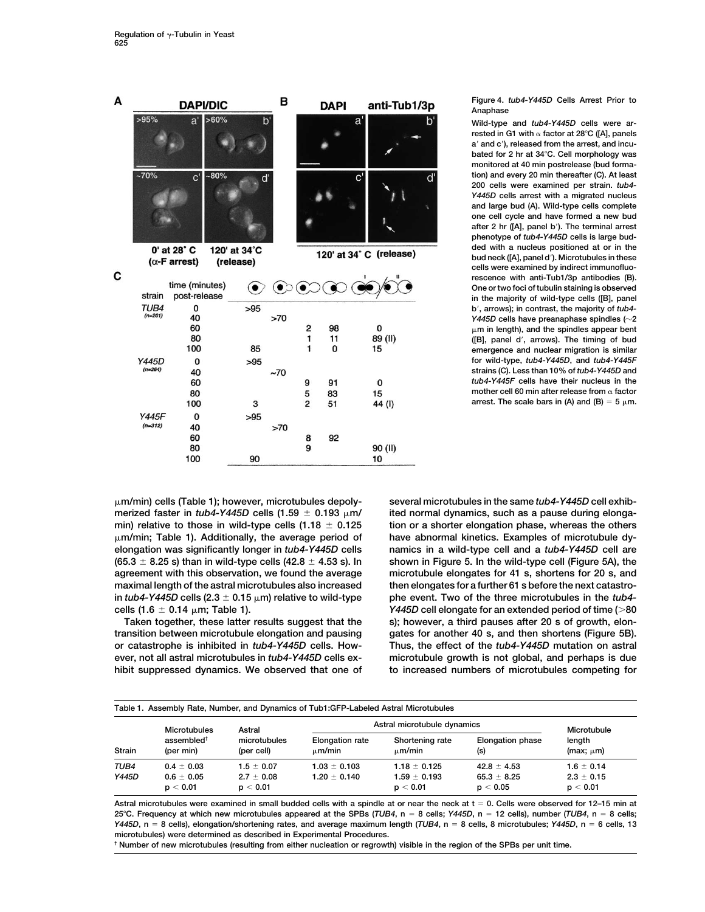Figure 4. *tub4-Y445D* Cells Arrest Prior to Anaphase

Wild-type and *tub4-Y445D* cells were arrested in G1 with α factor at 28°C ([A], panels a′ and c′), released from the arrest, and incubated for 2 hr at 34°C. Cell morphology was monitored at 40 min postrelease (bud formation) and every 20 min thereafter (C). At least 200 cells were examined per strain. *tub4-Y445D* cells arrest with a migrated nucleus and large bud (A). Wild-type cells complete one cell cycle and have formed a new bud after 2 hr ([A], panel b′). The terminal arrest phenotype of *tub4-Y445D* cells is large budded with a nucleus positioned at or in the bud neck ([A], panel d′). Microtubules in these cells were examined by indirect immunofluorescence with anti-Tub1/3p antibodies (B). One or two foci of tubulin staining is observed in the majority of wild-type cells ([B], panel b′, arrows); in contrast, the majority of *tub4-Y445D* cells have preanaphase spindles (~2 μm in length), and the spindles appear bent ([B], panel d′, arrows). The timing of bud emergence and nuclear migration is similar for wild-type, *tub4-Y445D*, and *tub4-Y445F* strains (C). Less than 10% of *tub4-Y445D* and *tub4-Y445F* cells have their nucleus in the mother cell 60 min after release from α factor arrest. The scale bars in (A) and (B) = 5 μm.

μm/min) cells (Table 1); however, microtubules depolymerized faster in *tub4-Y445D* cells (1.59 ± 0.193 μm/min) relative to those in wild-type cells (1.18 ± 0.125 μm/min; Table 1). Additionally, the average period of elongation was significantly longer in *tub4-Y445D* cells (65.3 ± 8.25 s) than in wild-type cells (42.8 ± 4.53 s). In agreement with this observation, we found the average maximal length of the astral microtubules also increased in *tub4-Y445D* cells (2.3 ± 0.15 μm) relative to wild-type cells (1.6 ± 0.14 μm; Table 1).

Taken together, these latter results suggest that the transition between microtubule elongation and pausing or catastrophe is inhibited in *tub4-Y445D* cells. However, not all astral microtubules in *tub4-Y445D* cells exhibit suppressed dynamics. We observed that one of several microtubules in the same *tub4-Y445D* cell exhibited normal dynamics, such as a pause during elongation or a shorter elongation phase, whereas the others have abnormal kinetics. Examples of microtubule dynamics in a wild-type cell and a *tub4-Y445D* cell are shown in Figure 5. In the wild-type cell (Figure 5A), the microtubule elongates for 41 s, shortens for 20 s, and then elongates for a further 61 s before the next catastrophe event. Two of the three microtubules in the *tub4-Y445D* cell elongate for an extended period of time (>80 s); however, a third pauses after 20 s of growth, elongates for another 40 s, and then shortens (Figure 5B). Thus, the effect of the *tub4-Y445D* mutation on astral microtubule growth is not global, and perhaps is due to increased numbers of microtubules competing for

Table 1. Assembly Rate, Number, and Dynamics of Tub1:GFP-Labeled Astral Microtubules

| Strain | Microtubules assembled† (per min) | Astral microtubules (per cell) | Astral microtubule dynamics: Elongation rate μm/min | Shortening rate μm/min | Elongation phase (s) | Microtubule length (max; μm) |
|---|---|---|---|---|---|---|
| *TUB4* | 0.4 ± 0.03 | 1.5 ± 0.07 | 1.03 ± 0.103 | 1.18 ± 0.125 | 42.8 ± 4.53 | 1.6 ± 0.14 |
| *Y445D* | 0.6 ± 0.05 | 2.7 ± 0.08 | 1.20 ± 0.140 | 1.59 ± 0.193 | 65.3 ± 8.25 | 2.3 ± 0.15 |
| | $p < 0.01$ | $p < 0.01$ | | $p < 0.01$ | $p < 0.05$ | $p < 0.01$ |

Astral microtubules were examined in small budded cells with a spindle at or near the neck at t = 0. Cells were observed for 12–15 min at 25°C. Frequency at which new microtubules appeared at the SPBs (*TUB4*, n = 8 cells; *Y445D*, n = 12 cells), number (*TUB4*, n = 8 cells; *Y445D*, n = 8 cells), elongation/shortening rates, and average maximum length (*TUB4*, n = 8 cells, 8 microtubules; *Y445D*, n = 6 cells, 13 microtubules) were determined as described in Experimental Procedures.

† Number of new microtubules (resulting from either nucleation or regrowth) visible in the region of the SPBs per unit time.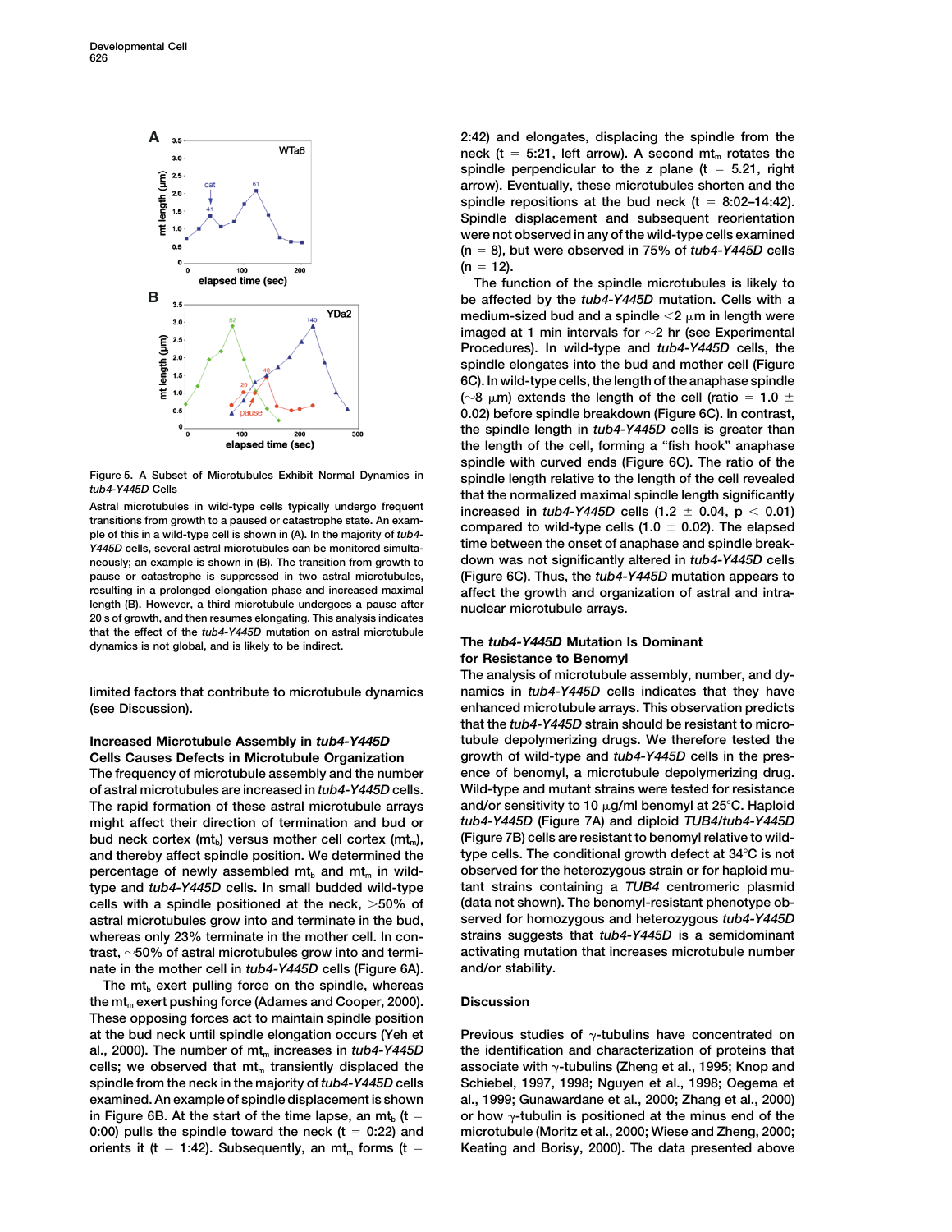Figure 5. A Subset of Microtubules Exhibit Normal Dynamics in *tub4-Y445D* Cells

Astral microtubules in wild-type cells typically undergo frequent transitions from growth to a paused or catastrophe state. An example of this in a wild-type cell is shown in (A). In the majority of *tub4-Y445D* cells, several astral microtubules can be monitored simultaneously; an example is shown in (B). The transition from growth to pause or catastrophe is suppressed in two astral microtubules, resulting in a prolonged elongation phase and increased maximal length (B). However, a third microtubule undergoes a pause after 20 s of growth, and then resumes elongating. This analysis indicates that the effect of the *tub4-Y445D* mutation on astral microtubule dynamics is not global, and is likely to be indirect.

limited factors that contribute to microtubule dynamics (see Discussion).

### Increased Microtubule Assembly in *tub4-Y445D* Cells Causes Defects in Microtubule Organization

The frequency of microtubule assembly and the number of astral microtubules are increased in *tub4-Y445D* cells. The rapid formation of these astral microtubule arrays might affect their direction of termination and bud or bud neck cortex ($mt_b$) versus mother cell cortex ($mt_m$), and thereby affect spindle position. We determined the percentage of newly assembled $mt_b$ and $mt_m$ in wild-type and *tub4-Y445D* cells. In small budded wild-type cells with a spindle positioned at the neck, >50% of astral microtubules grow into and terminate in the bud, whereas only 23% terminate in the mother cell. In contrast, ~50% of astral microtubules grow into and terminate in the mother cell in *tub4-Y445D* cells (Figure 6A).

The $mt_b$ exert pulling force on the spindle, whereas the $mt_m$ exert pushing force (Adames and Cooper, 2000). These opposing forces act to maintain spindle position at the bud neck until spindle elongation occurs (Yeh et al., 2000). The number of $mt_m$ increases in *tub4-Y445D* cells; we observed that $mt_m$ transiently displaced the spindle from the neck in the majority of *tub4-Y445D* cells examined. An example of spindle displacement is shown in Figure 6B. At the start of the time lapse, an $mt_b$ (t = 0:00) pulls the spindle toward the neck (t = 0:22) and orients it (t = 1:42). Subsequently, an $mt_m$ forms (t = 2:42) and elongates, displacing the spindle from the neck (t = 5:21, left arrow). A second $mt_m$ rotates the spindle perpendicular to the *z* plane (t = 5.21, right arrow). Eventually, these microtubules shorten and the spindle repositions at the bud neck (t = 8:02–14:42). Spindle displacement and subsequent reorientation were not observed in any of the wild-type cells examined (n = 8), but were observed in 75% of *tub4-Y445D* cells (n = 12).

The function of the spindle microtubules is likely to be affected by the *tub4-Y445D* mutation. Cells with a medium-sized bud and a spindle <2 μm in length were imaged at 1 min intervals for ~2 hr (see Experimental Procedures). In wild-type and *tub4-Y445D* cells, the spindle elongates into the bud and mother cell (Figure 6C). In wild-type cells, the length of the anaphase spindle (~8 μm) extends the length of the cell (ratio = 1.0 ± 0.02) before spindle breakdown (Figure 6C). In contrast, the spindle length in *tub4-Y445D* cells is greater than the length of the cell, forming a "fish hook" anaphase spindle with curved ends (Figure 6C). The ratio of the spindle length relative to the length of the cell revealed that the normalized maximal spindle length significantly increased in *tub4-Y445D* cells (1.2 ± 0.04, $p < 0.01$) compared to wild-type cells (1.0 ± 0.02). The elapsed time between the onset of anaphase and spindle breakdown was not significantly altered in *tub4-Y445D* cells (Figure 6C). Thus, the *tub4-Y445D* mutation appears to affect the growth and organization of astral and intranuclear microtubule arrays.

### The *tub4-Y445D* Mutation Is Dominant for Resistance to Benomyl

The analysis of microtubule assembly, number, and dynamics in *tub4-Y445D* cells indicates that they have enhanced microtubule arrays. This observation predicts that the *tub4-Y445D* strain should be resistant to microtubule depolymerizing drugs. We therefore tested the growth of wild-type and *tub4-Y445D* cells in the presence of benomyl, a microtubule depolymerizing drug. Wild-type and mutant strains were tested for resistance and/or sensitivity to 10 μg/ml benomyl at 25°C. Haploid *tub4-Y445D* (Figure 7A) and diploid *TUB4/tub4-Y445D* (Figure 7B) cells are resistant to benomyl relative to wild-type cells. The conditional growth defect at 34°C is not observed for the heterozygous strain or for haploid mutant strains containing a *TUB4* centromeric plasmid (data not shown). The benomyl-resistant phenotype observed for homozygous and heterozygous *tub4-Y445D* strains suggests that *tub4-Y445D* is a semidominant activating mutation that increases microtubule number and/or stability.

## Discussion

Previous studies of γ-tubulins have concentrated on the identification and characterization of proteins that associate with γ-tubulins (Zheng et al., 1995; Knop and Schiebel, 1997, 1998; Nguyen et al., 1998; Oegema et al., 1999; Gunawardane et al., 2000; Zhang et al., 2000) or how γ-tubulin is positioned at the minus end of the microtubule (Moritz et al., 2000; Wiese and Zheng, 2000; Keating and Borisy, 2000). The data presented above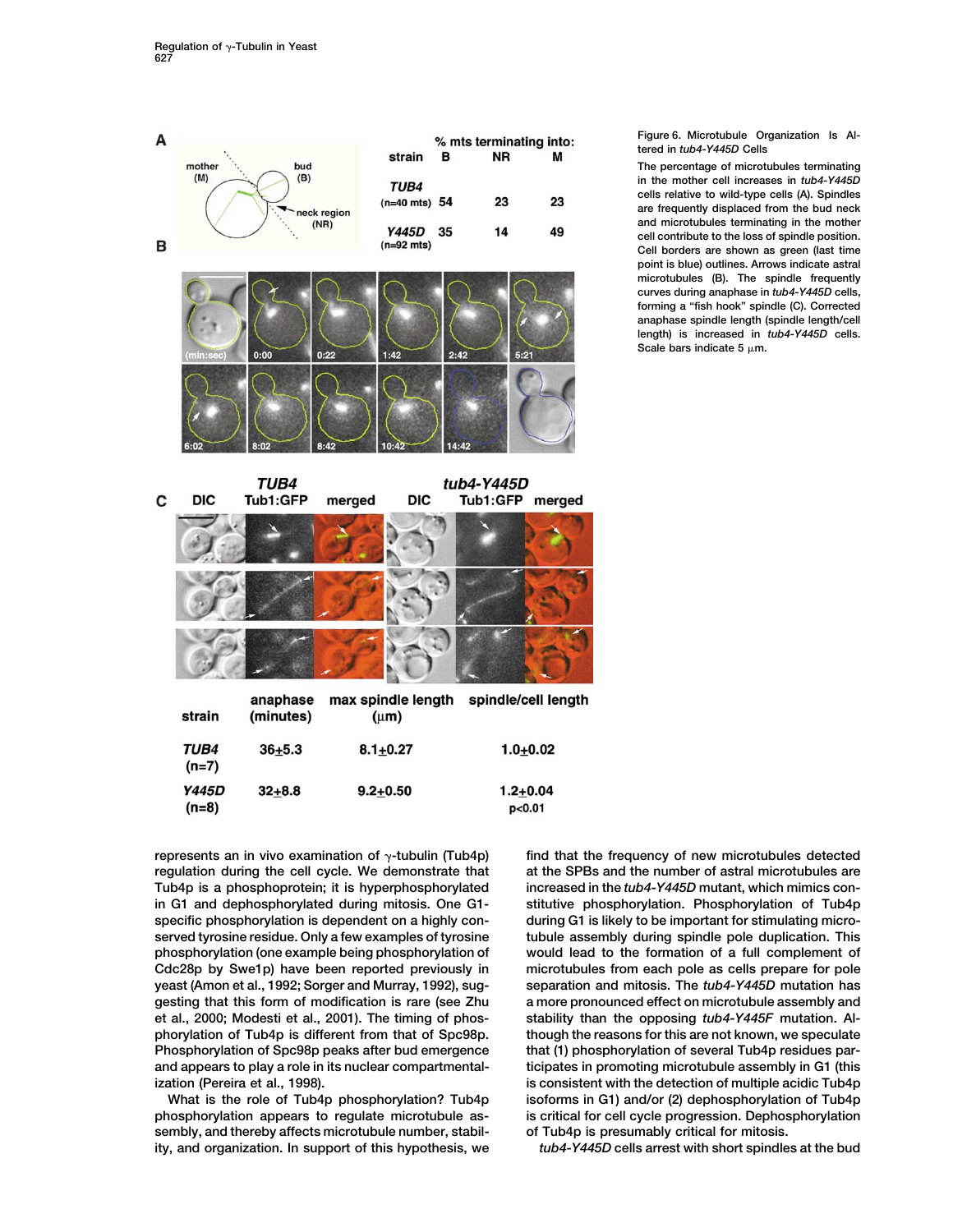| strain | % mts terminating into: B | NR | M |
|---|---|---|---|
| *TUB4* (n=40 mts) | 54 | 23 | 23 |
| *Y445D* (n=92 mts) | 35 | 14 | 49 |

| strain | anaphase (minutes) | max spindle length (μm) | spindle/cell length |
|---|---|---|---|
| *TUB4* (n=7) | 36±5.3 | 8.1±0.27 | 1.0±0.02 |
| *Y445D* (n=8) | 32±8.8 | 9.2±0.50 | 1.2±0.04 p<0.01 |

Figure 6. Microtubule Organization Is Altered in *tub4-Y445D* Cells

The percentage of microtubules terminating in the mother cell increases in *tub4-Y445D* cells relative to wild-type cells (A). Spindles are frequently displaced from the bud neck and microtubules terminating in the mother cell contribute to the loss of spindle position. Cell borders are shown as green (last time point is blue) outlines. Arrows indicate astral microtubules (B). The spindle frequently curves during anaphase in *tub4-Y445D* cells, forming a "fish hook" spindle (C). Corrected anaphase spindle length (spindle length/cell length) is increased in *tub4-Y445D* cells. Scale bars indicate 5 μm.

represents an in vivo examination of γ-tubulin (Tub4p) regulation during the cell cycle. We demonstrate that Tub4p is a phosphoprotein; it is hyperphosphorylated in G1 and dephosphorylated during mitosis. One G1-specific phosphorylation is dependent on a highly conserved tyrosine residue. Only a few examples of tyrosine phosphorylation (one example being phosphorylation of Cdc28p by Swe1p) have been reported previously in yeast (Amon et al., 1992; Sorger and Murray, 1992), suggesting that this form of modification is rare (see Zhu et al., 2000; Modesti et al., 2001). The timing of phosphorylation of Tub4p is different from that of Spc98p. Phosphorylation of Spc98p peaks after bud emergence and appears to play a role in its nuclear compartmentalization (Pereira et al., 1998).

What is the role of Tub4p phosphorylation? Tub4p phosphorylation appears to regulate microtubule assembly, and thereby affects microtubule number, stability, and organization. In support of this hypothesis, we find that the frequency of new microtubules detected at the SPBs and the number of astral microtubules are increased in the *tub4-Y445D* mutant, which mimics constitutive phosphorylation. Phosphorylation of Tub4p during G1 is likely to be important for stimulating microtubule assembly during spindle pole duplication. This would lead to the formation of a full complement of microtubules from each pole as cells prepare for pole separation and mitosis. The *tub4-Y445D* mutation has a more pronounced effect on microtubule assembly and stability than the opposing *tub4-Y445F* mutation. Although the reasons for this are not known, we speculate that (1) phosphorylation of several Tub4p residues participates in promoting microtubule assembly in G1 (this is consistent with the detection of multiple acidic Tub4p isoforms in G1) and/or (2) dephosphorylation of Tub4p is critical for cell cycle progression. Dephosphorylation of Tub4p is presumably critical for mitosis.

*tub4-Y445D* cells arrest with short spindles at the bud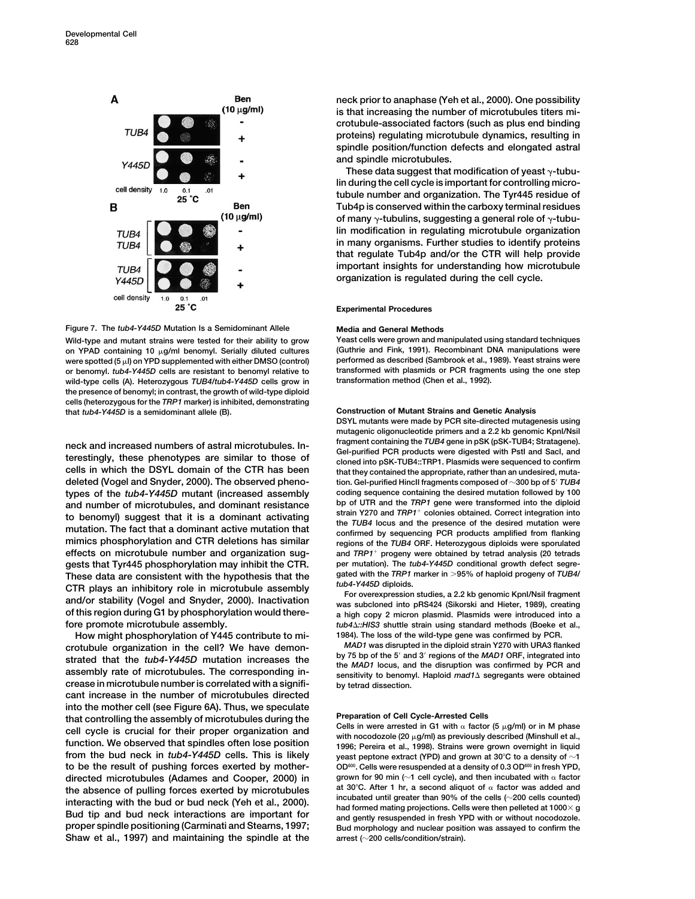Figure 7. The *tub4-Y445D* Mutation Is a Semidominant Allele

Wild-type and mutant strains were tested for their ability to grow on YPAD containing 10 μg/ml benomyl. Serially diluted cultures were spotted (5 μl) on YPD supplemented with either DMSO (control) or benomyl. *tub4-Y445D* cells are resistant to benomyl relative to wild-type cells (A). Heterozygous *TUB4*/*tub4-Y445D* cells grow in the presence of benomyl; in contrast, the growth of wild-type diploid cells (heterozygous for the *TRP1* marker) is inhibited, demonstrating that *tub4-Y445D* is a semidominant allele (B).

neck and increased numbers of astral microtubules. Interestingly, these phenotypes are similar to those of cells in which the DSYL domain of the CTR has been deleted (Vogel and Snyder, 2000). The observed phenotypes of the *tub4-Y445D* mutant (increased assembly and number of microtubules, and dominant resistance to benomyl) suggest that it is a dominant activating mutation. The fact that a dominant active mutation that mimics phosphorylation and CTR deletions has similar effects on microtubule number and organization suggests that Tyr445 phosphorylation may inhibit the CTR. These data are consistent with the hypothesis that the CTR plays an inhibitory role in microtubule assembly and/or stability (Vogel and Snyder, 2000). Inactivation of this region during G1 by phosphorylation would therefore promote microtubule assembly.

How might phosphorylation of Y445 contribute to microtubule organization in the cell? We have demonstrated that the *tub4-Y445D* mutation increases the assembly rate of microtubules. The corresponding increase in microtubule number is correlated with a significant increase in the number of microtubules directed into the mother cell (see Figure 6A). Thus, we speculate that controlling the assembly of microtubules during the cell cycle is crucial for their proper organization and function. We observed that spindles often lose position from the bud neck in *tub4-Y445D* cells. This is likely to be the result of pushing forces exerted by mother-directed microtubules (Adames and Cooper, 2000) in the absence of pulling forces exerted by microtubules interacting with the bud or bud neck (Yeh et al., 2000). Bud tip and bud neck interactions are important for proper spindle positioning (Carminati and Stearns, 1997; Shaw et al., 1997) and maintaining the spindle at the neck prior to anaphase (Yeh et al., 2000). One possibility is that increasing the number of microtubules titers microtubule-associated factors (such as plus end binding proteins) regulating microtubule dynamics, resulting in spindle position/function defects and elongated astral and spindle microtubules.

These data suggest that modification of yeast γ-tubulin during the cell cycle is important for controlling microtubule number and organization. The Tyr445 residue of Tub4p is conserved within the carboxy terminal residues of many γ-tubulins, suggesting a general role of γ-tubulin modification in regulating microtubule organization in many organisms. Further studies to identify proteins that regulate Tub4p and/or the CTR will help provide important insights for understanding how microtubule organization is regulated during the cell cycle.

## Experimental Procedures

### Media and General Methods

Yeast cells were grown and manipulated using standard techniques (Guthrie and Fink, 1991). Recombinant DNA manipulations were performed as described (Sambrook et al., 1989). Yeast strains were transformed with plasmids or PCR fragments using the one step transformation method (Chen et al., 1992).

### Construction of Mutant Strains and Genetic Analysis

DSYL mutants were made by PCR site-directed mutagenesis using mutagenic oligonucleotide primers and a 2.2 kb genomic KpnI/NsiI fragment containing the *TUB4* gene in pSK (pSK-TUB4; Stratagene). Gel-purified PCR products were digested with PstI and SacI, and cloned into pSK-TUB4::TRP1. Plasmids were sequenced to confirm that they contained the appropriate, rather than an undesired, mutation. Gel-purified HincII fragments composed of ~300 bp of 5′ *TUB4* coding sequence containing the desired mutation followed by 100 bp of UTR and the *TRP1* gene were transformed into the diploid strain Y270 and *TRP1*$^+$ colonies obtained. Correct integration into the *TUB4* locus and the presence of the desired mutation were confirmed by sequencing PCR products amplified from flanking regions of the *TUB4* ORF. Heterozygous diploids were sporulated and *TRP1*$^+$ progeny were obtained by tetrad analysis (20 tetrads per mutation). The *tub4-Y445D* conditional growth defect segregated with the *TRP1* marker in >95% of haploid progeny of *TUB4*/*tub4-Y445D* diploids.

For overexpression studies, a 2.2 kb genomic KpnI/NsiI fragment was subcloned into pRS424 (Sikorski and Hieter, 1989), creating a high copy 2 micron plasmid. Plasmids were introduced into a *tub4*Δ*::HIS3* shuttle strain using standard methods (Boeke et al., 1984). The loss of the wild-type gene was confirmed by PCR.

*MAD1* was disrupted in the diploid strain Y270 with URA3 flanked by 75 bp of the 5′ and 3′ regions of the *MAD1* ORF, integrated into the *MAD1* locus, and the disruption was confirmed by PCR and sensitivity to benomyl. Haploid *mad1*Δ segregants were obtained by tetrad dissection.

### Preparation of Cell Cycle-Arrested Cells

Cells in were arrested in G1 with α factor (5 μg/ml) or in M phase with nocodozole (20 μg/ml) as previously described (Minshull et al., 1996; Pereira et al., 1998). Strains were grown overnight in liquid yeast peptone extract (YPD) and grown at 30°C to a density of ~1 OD$^{600}$. Cells were resuspended at a density of 0.3 OD$^{600}$ in fresh YPD, grown for 90 min (~1 cell cycle), and then incubated with α factor at 30°C. After 1 hr, a second aliquot of α factor was added and incubated until greater than 90% of the cells (~200 cells counted) had formed mating projections. Cells were then pelleted at 1000× g and gently resuspended in fresh YPD with or without nocodozole. Bud morphology and nuclear position was assayed to confirm the arrest (~200 cells/condition/strain).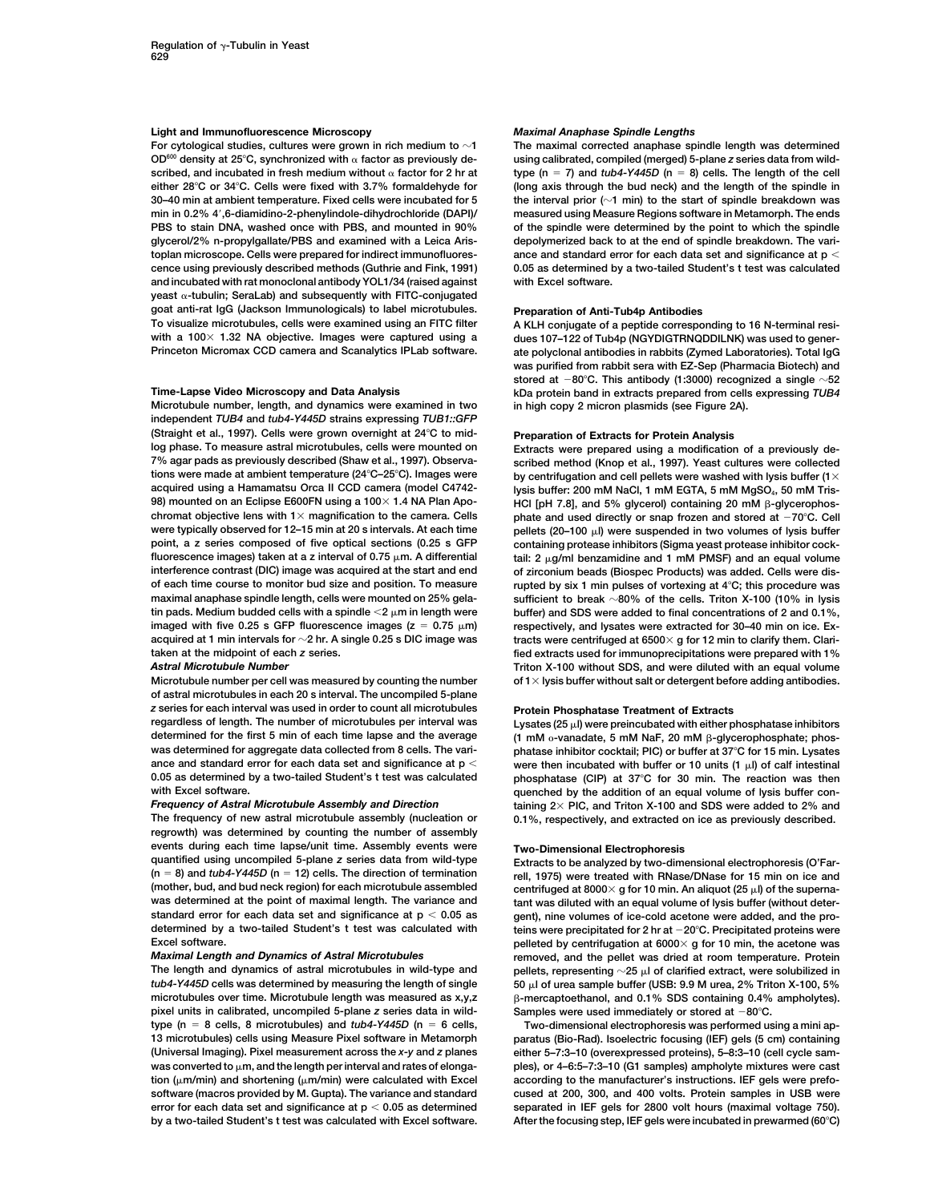### Light and Immunofluorescence Microscopy

For cytological studies, cultures were grown in rich medium to ~1 $OD^{600}$ density at 25°C, synchronized with α factor as previously described, and incubated in fresh medium without α factor for 2 hr at either 28°C or 34°C. Cells were fixed with 3.7% formaldehyde for 30–40 min at ambient temperature. Fixed cells were incubated for 5 min in 0.2% 4′,6-diamidino-2-phenylindole-dihydrochloride (DAPI)/PBS to stain DNA, washed once with PBS, and mounted in 90% glycerol/2% n-propylgallate/PBS and examined with a Leica Aristoplan microscope. Cells were prepared for indirect immunofluorescence using previously described methods (Guthrie and Fink, 1991) and incubated with rat monoclonal antibody YOL1/34 (raised against yeast α-tubulin; SeraLab) and subsequently with FITC-conjugated goat anti-rat IgG (Jackson Immunologicals) to label microtubules. To visualize microtubules, cells were examined using an FITC filter with a 100× 1.32 NA objective. Images were captured using a Princeton Micromax CCD camera and Scanalytics IPLab software.

### Time-Lapse Video Microscopy and Data Analysis

Microtubule number, length, and dynamics were examined in two independent *TUB4* and *tub4-Y445D* strains expressing *TUB1::GFP* (Straight et al., 1997). Cells were grown overnight at 24°C to mid-log phase. To measure astral microtubules, cells were mounted on 7% agar pads as previously described (Shaw et al., 1997). Observations were made at ambient temperature (24°C–25°C). Images were acquired using a Hamamatsu Orca II CCD camera (model C4742-98) mounted on an Eclipse E600FN using a 100× 1.4 NA Plan Apochromat objective lens with 1× magnification to the camera. Cells were typically observed for 12–15 min at 20 s intervals. At each time point, a z series composed of five optical sections (0.25 s GFP fluorescence images) taken at a z interval of 0.75 μm. A differential interference contrast (DIC) image was acquired at the start and end of each time course to monitor bud size and position. To measure maximal anaphase spindle length, cells were mounted on 25% gelatin pads. Medium budded cells with a spindle <2 μm in length were imaged with five 0.25 s GFP fluorescence images (z = 0.75 μm) acquired at 1 min intervals for ~2 hr. A single 0.25 s DIC image was taken at the midpoint of each z series.

#### Astral Microtubule Number

Microtubule number per cell was measured by counting the number of astral microtubules in each 20 s interval. The uncompiled 5-plane z series for each interval was used in order to count all microtubules regardless of length. The number of microtubules per interval was determined for the first 5 min of each time lapse and the average was determined for aggregate data collected from 8 cells. The variance and standard error for each data set and significance at $p < 0.05$ as determined by a two-tailed Student's t test was calculated with Excel software.

#### Frequency of Astral Microtubule Assembly and Direction

The frequency of new astral microtubule assembly (nucleation or regrowth) was determined by counting the number of assembly events during each time lapse/unit time. Assembly events were quantified using uncompiled 5-plane z series data from wild-type (n = 8) and *tub4-Y445D* (n = 12) cells. The direction of termination (mother, bud, and bud neck region) for each microtubule assembled was determined at the point of maximal length. The variance and standard error for each data set and significance at $p < 0.05$ as determined by a two-tailed Student's t test was calculated with Excel software.

#### Maximal Length and Dynamics of Astral Microtubules

The length and dynamics of astral microtubules in wild-type and *tub4-Y445D* cells was determined by measuring the length of single microtubules over time. Microtubule length was measured as x,y,z pixel units in calibrated, uncompiled 5-plane z series data from wild-type (n = 8 cells, 8 microtubules) and *tub4-Y445D* (n = 6 cells, 13 microtubules) cells using Measure Pixel software in Metamorph (Universal Imaging). Pixel measurement across the x-y and z planes was converted to μm, and the length per interval and rates of elongation (μm/min) and shortening (μm/min) were calculated with Excel software (macros provided by M. Gupta). The variance and standard error for each data set and significance at $p < 0.05$ as determined by a two-tailed Student's t test was calculated with Excel software.

#### Maximal Anaphase Spindle Lengths

The maximal corrected anaphase spindle length was determined using calibrated, compiled (merged) 5-plane z series data from wild-type (n = 7) and *tub4-Y445D* (n = 8) cells. The length of the cell (long axis through the bud neck) and the length of the spindle in the interval prior (~1 min) to the start of spindle breakdown was measured using Measure Regions software in Metamorph. The ends of the spindle were determined by the point to which the spindle depolymerized back to at the end of spindle breakdown. The variance and standard error for each data set and significance at $p < 0.05$ as determined by a two-tailed Student's t test was calculated with Excel software.

### Preparation of Anti-Tub4p Antibodies

A KLH conjugate of a peptide corresponding to 16 N-terminal residues 107–122 of Tub4p (NGYDIGTRNQDDILNK) was used to generate polyclonal antibodies in rabbits (Zymed Laboratories). Total IgG was purified from rabbit sera with EZ-Sep (Pharmacia Biotech) and stored at −80°C. This antibody (1:3000) recognized a single ~52 kDa protein band in extracts prepared from cells expressing *TUB4* in high copy 2 micron plasmids (see Figure 2A).

### Preparation of Extracts for Protein Analysis

Extracts were prepared using a modification of a previously described method (Knop et al., 1997). Yeast cultures were collected by centrifugation and cell pellets were washed with lysis buffer (1× lysis buffer: 200 mM NaCl, 1 mM EGTA, 5 mM $MgSO_4$, 50 mM Tris-HCl [pH 7.8], and 5% glycerol) containing 20 mM β-glycerophosphate and used directly or snap frozen and stored at −70°C. Cell pellets (20–100 μl) were suspended in two volumes of lysis buffer containing protease inhibitors (Sigma yeast protease inhibitor cocktail: 2 μg/ml benzamidine and 1 mM PMSF) and an equal volume of zirconium beads (Biospec Products) was added. Cells were disrupted by six 1 min pulses of vortexing at 4°C; this procedure was sufficient to break ~80% of the cells. Triton X-100 (10% in lysis buffer) and SDS were added to final concentrations of 2 and 0.1%, respectively, and lysates were extracted for 30–40 min on ice. Extracts were centrifuged at 6500× g for 12 min to clarify them. Clarified extracts used for immunoprecipitations were prepared with 1% Triton X-100 without SDS, and were diluted with an equal volume of 1× lysis buffer without salt or detergent before adding antibodies.

### Protein Phosphatase Treatment of Extracts

Lysates (25 μl) were preincubated with either phosphatase inhibitors (1 mM o-vanadate, 5 mM NaF, 20 mM β-glycerophosphate; phosphatase inhibitor cocktail; PIC) or buffer at 37°C for 15 min. Lysates were then incubated with buffer or 10 units (1 μl) of calf intestinal phosphatase (CIP) at 37°C for 30 min. The reaction was then quenched by the addition of an equal volume of lysis buffer containing 2× PIC, and Triton X-100 and SDS were added to 2% and 0.1%, respectively, and extracted on ice as previously described.

### Two-Dimensional Electrophoresis

Extracts to be analyzed by two-dimensional electrophoresis (O'Farrell, 1975) were treated with RNase/DNase for 15 min on ice and centrifuged at 8000× g for 10 min. An aliquot (25 μl) of the supernatant was diluted with an equal volume of lysis buffer (without detergent), nine volumes of ice-cold acetone were added, and the proteins were precipitated for 2 hr at −20°C. Precipitated proteins were pelleted by centrifugation at 6000× g for 10 min, the acetone was removed, and the pellet was dried at room temperature. Protein pellets, representing ~25 μl of clarified extract, were solubilized in 50 μl of urea sample buffer (USB: 9.9 M urea, 2% Triton X-100, 5% β-mercaptoethanol, and 0.1% SDS containing 0.4% ampholytes). Samples were used immediately or stored at −80°C.

Two-dimensional electrophoresis was performed using a mini apparatus (Bio-Rad). Isoelectric focusing (IEF) gels (5 cm) containing either 5–7:3–10 (overexpressed proteins), 5–8:3–10 (cell cycle samples), or 4–6:5–7:3–10 (G1 samples) ampholyte mixtures were cast according to the manufacturer's instructions. IEF gels were prefocused at 200, 300, and 400 volts. Protein samples in USB were separated in IEF gels for 2800 volt hours (maximal voltage 750). After the focusing step, IEF gels were incubated in prewarmed (60°C)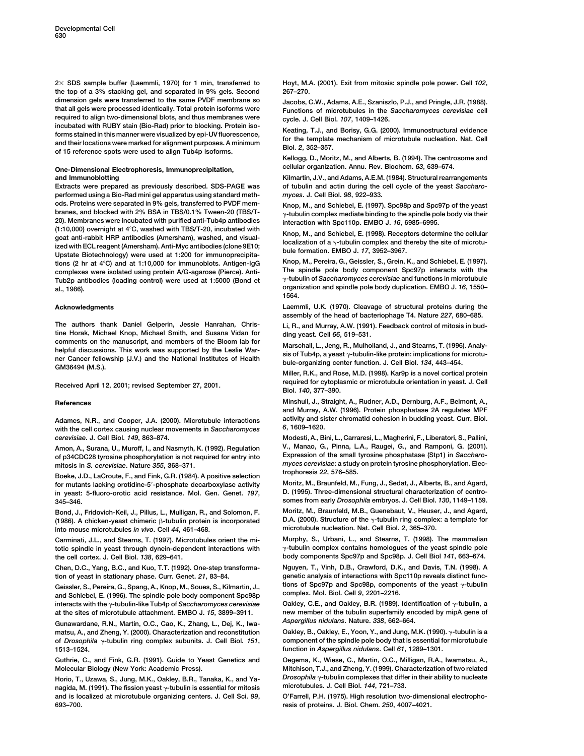2× SDS sample buffer (Laemmli, 1970) for 1 min, transferred to the top of a 3% stacking gel, and separated in 9% gels. Second dimension gels were transferred to the same PVDF membrane so that all gels were processed identically. Total protein isoforms were required to align two-dimensional blots, and thus membranes were incubated with RUBY stain (Bio-Rad) prior to blocking. Protein isoforms stained in this manner were visualized by epi-UV fluorescence, and their locations were marked for alignment purposes. A minimum of 15 reference spots were used to align Tub4p isoforms.

### One-Dimensional Electrophoresis, Immunoprecipitation, and Immunoblotting

Extracts were prepared as previously described. SDS-PAGE was performed using a Bio-Rad mini gel apparatus using standard methods. Proteins were separated in 9% gels, transferred to PVDF membranes, and blocked with 2% BSA in TBS/0.1% Tween-20 (TBS/T-20). Membranes were incubated with purified anti-Tub4p antibodies (1:10,000) overnight at 4°C, washed with TBS/T-20, incubated with goat anti-rabbit HRP antibodies (Amersham), washed, and visualized with ECL reagent (Amersham). Anti-Myc antibodies (clone 9E10; Upstate Biotechnology) were used at 1:200 for immunoprecipitations (2 hr at 4°C) and at 1:10,000 for immunoblots. Antigen-IgG complexes were isolated using protein A/G-agarose (Pierce). Anti-Tub2p antibodies (loading control) were used at 1:5000 (Bond et al., 1986).

## Acknowledgments

The authors thank Daniel Gelperin, Jessie Hanrahan, Christine Horak, Michael Knop, Michael Smith, and Susana Vidan for comments on the manuscript, and members of the Bloom lab for helpful discussions. This work was supported by the Leslie Warner Cancer fellowship (J.V.) and the National Institutes of Health GM36494 (M.S.).

Received April 12, 2001; revised September 27, 2001.

## References

Adames, N.R., and Cooper, J.A. (2000). Microtubule interactions with the cell cortex causing nuclear movements in *Saccharomyces cerevisiae*. J. Cell Biol. *149*, 863–874.

Amon, A., Surana, U., Muroff, I., and Nasmyth, K. (1992). Regulation of p34CDC28 tyrosine phosphorylation is not required for entry into mitosis in *S. cerevisiae*. Nature *355*, 368–371.

Boeke, J.D., LaCroute, F., and Fink, G.R. (1984). A positive selection for mutants lacking orotidine-5′-phosphate decarboxylase activity in yeast: 5-fluoro-orotic acid resistance. Mol. Gen. Genet. *197*, 345–346.

Bond, J., Fridovich-Keil, J., Pillus, L., Mulligan, R., and Solomon, F. (1986). A chicken-yeast chimeric β-tubulin protein is incorporated into mouse microtubules *in vivo*. Cell *44*, 461–468.

Carminati, J.L., and Stearns, T. (1997). Microtubules orient the mitotic spindle in yeast through dynein-dependent interactions with the cell cortex. J. Cell Biol. *138*, 629–641.

Chen, D.C., Yang, B.C., and Kuo, T.T. (1992). One-step transformation of yeast in stationary phase. Curr. Genet. *21*, 83–84.

Geissler, S., Pereira, G., Spang, A., Knop, M., Soues, S., Kilmartin, J., and Schiebel, E. (1996). The spindle pole body component Spc98p interacts with the γ-tubulin-like Tub4p of *Saccharomyces cerevisiae* at the sites of microtubule attachment. EMBO J. *15*, 3899–3911.

Gunawardane, R.N., Martin, O.C., Cao, K., Zhang, L., Dej, K., Iwamatsu, A., and Zheng, Y. (2000). Characterization and reconstitution of *Drosophila* γ-tubulin ring complex subunits. J. Cell Biol. *151*, 1513–1524.

Guthrie, C., and Fink, G.R. (1991). Guide to Yeast Genetics and Molecular Biology (New York: Academic Press).

Horio, T., Uzawa, S., Jung, M.K., Oakley, B.R., Tanaka, K., and Yanagida, M. (1991). The fission yeast γ-tubulin is essential for mitosis and is localized at microtubule organizing centers. J. Cell Sci. *99*, 693–700.

Hoyt, M.A. (2001). Exit from mitosis: spindle pole power. Cell *102*, 267–270.

Jacobs, C.W., Adams, A.E., Szaniszlo, P.J., and Pringle, J.R. (1988). Functions of microtubules in the *Saccharomyces cerevisiae* cell cycle. J. Cell Biol. *107*, 1409–1426.

Keating, T.J., and Borisy, G.G. (2000). Immunostructural evidence for the template mechanism of microtubule nucleation. Nat. Cell Biol. *2*, 352–357.

Kellogg, D., Moritz, M., and Alberts, B. (1994). The centrosome and cellular organization. Annu. Rev. Biochem. *63*, 639–674.

Kilmartin, J.V., and Adams, A.E.M. (1984). Structural rearrangements of tubulin and actin during the cell cycle of the yeast *Saccharomyces*. J. Cell Biol. *98*, 922–933.

Knop, M., and Schiebel, E. (1997). Spc98p and Spc97p of the yeast γ-tubulin complex mediate binding to the spindle pole body via their interaction with Spc110p. EMBO J. *16*, 6985–6995.

Knop, M., and Schiebel, E. (1998). Receptors determine the cellular localization of a γ-tubulin complex and thereby the site of microtubule formation. EMBO J. *17*, 3952–3967.

Knop, M., Pereira, G., Geissler, S., Grein, K., and Schiebel, E. (1997). The spindle pole body component Spc97p interacts with the γ-tubulin of *Saccharomyces cerevisiae* and functions in microtubule organization and spindle pole body duplication. EMBO J. *16*, 1550–1564.

Laemmli, U.K. (1970). Cleavage of structural proteins during the assembly of the head of bacteriophage T4. Nature *227*, 680–685.

Li, R., and Murray, A.W. (1991). Feedback control of mitosis in budding yeast. Cell *66*, 519–531.

Marschall, L., Jeng, R., Mulholland, J., and Stearns, T. (1996). Analysis of Tub4p, a yeast γ-tubulin-like protein: implications for microtubule-organizing center function. J. Cell Biol. *134*, 443–454.

Miller, R.K., and Rose, M.D. (1998). Kar9p is a novel cortical protein required for cytoplasmic or microtubule orientation in yeast. J. Cell Biol. *140*, 377–390.

Minshull, J., Straight, A., Rudner, A.D., Dernburg, A.F., Belmont, A., and Murray, A.W. (1996). Protein phosphatase 2A regulates MPF activity and sister chromatid cohesion in budding yeast. Curr. Biol. *6*, 1609–1620.

Modesti, A., Bini, L., Carraresi, L., Magherini, F., Liberatori, S., Pallini, V., Manao, G., Pinna, L.A., Raugei, G., and Ramponi, G. (2001). Expression of the small tyrosine phosphatase (Stp1) in *Saccharomyces cerevisiae*: a study on protein tyrosine phosphorylation. Electrophoresis *22*, 576–585.

Moritz, M., Braunfeld, M., Fung, J., Sedat, J., Alberts, B., and Agard, D. (1995). Three-dimensional structural characterization of centrosomes from early *Drosophila* embryos. J. Cell Biol. *130*, 1149–1159.

Moritz, M., Braunfeld, M.B., Guenebaut, V., Heuser, J., and Agard, D.A. (2000). Structure of the γ-tubulin ring complex: a template for microtubule nucleation. Nat. Cell Biol. *2*, 365–370.

Murphy, S., Urbani, L., and Stearns, T. (1998). The mammalian γ-tubulin complex contains homologues of the yeast spindle pole body components Spc97p and Spc98p. J. Cell Biol *141*, 663–674.

Nguyen, T., Vinh, D.B., Crawford, D.K., and Davis, T.N. (1998). A genetic analysis of interactions with Spc110p reveals distinct functions of Spc97p and Spc98p, components of the yeast γ-tubulin complex. Mol. Biol. Cell *9*, 2201–2216.

Oakley, C.E., and Oakley, B.R. (1989). Identification of γ-tubulin, a new member of the tubulin superfamily encoded by mipA gene of *Aspergillus nidulans*. Nature. *338*, 662–664.

Oakley, B., Oakley, E., Yoon, Y., and Jung, M.K. (1990). γ-tubulin is a component of the spindle pole body that is essential for microtubule function in *Aspergillus nidulans*. Cell *61*, 1289–1301.

Oegema, K., Wiese, C., Martin, O.C., Milligan, R.A., Iwamatsu, A., Mitchison, T.J., and Zheng, Y. (1999). Characterization of two related *Drosophila* γ-tubulin complexes that differ in their ability to nucleate microtubules. J. Cell Biol. *144*, 721–733.

O'Farrell, P.H. (1975). High resolution two-dimensional electrophoresis of proteins. J. Biol. Chem. *250*, 4007–4021.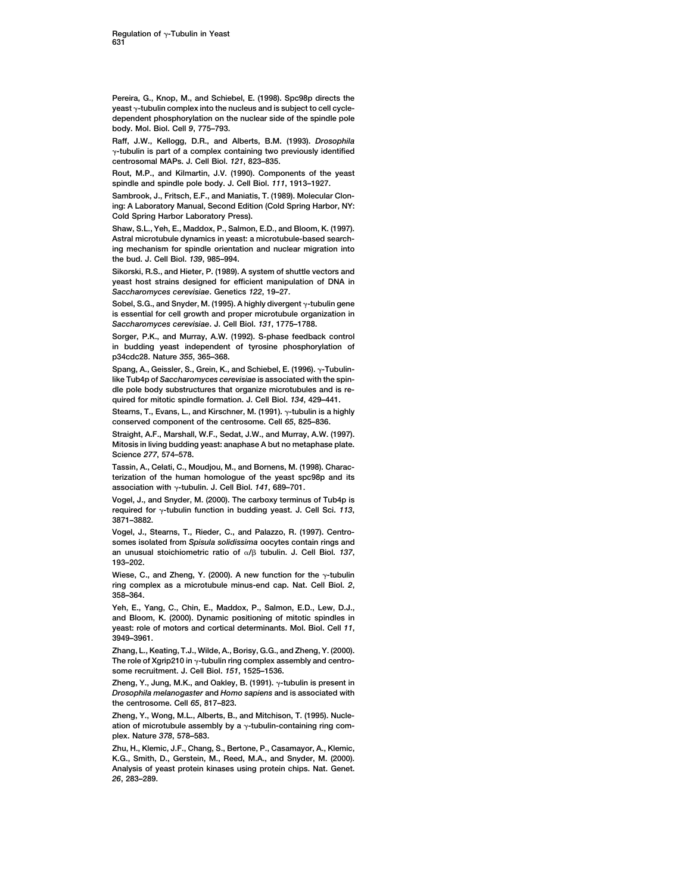Pereira, G., Knop, M., and Schiebel, E. (1998). Spc98p directs the yeast γ-tubulin complex into the nucleus and is subject to cell cycle-dependent phosphorylation on the nuclear side of the spindle pole body. Mol. Biol. Cell *9*, 775–793.

Raff, J.W., Kellogg, D.R., and Alberts, B.M. (1993). *Drosophila* γ-tubulin is part of a complex containing two previously identified centrosomal MAPs. J. Cell Biol. *121*, 823–835.

Rout, M.P., and Kilmartin, J.V. (1990). Components of the yeast spindle and spindle pole body. J. Cell Biol. *111*, 1913–1927.

Sambrook, J., Fritsch, E.F., and Maniatis, T. (1989). Molecular Cloning: A Laboratory Manual, Second Edition (Cold Spring Harbor, NY: Cold Spring Harbor Laboratory Press).

Shaw, S.L., Yeh, E., Maddox, P., Salmon, E.D., and Bloom, K. (1997). Astral microtubule dynamics in yeast: a microtubule-based searching mechanism for spindle orientation and nuclear migration into the bud. J. Cell Biol. *139*, 985–994.

Sikorski, R.S., and Hieter, P. (1989). A system of shuttle vectors and yeast host strains designed for efficient manipulation of DNA in *Saccharomyces cerevisiae*. Genetics *122*, 19–27.

Sobel, S.G., and Snyder, M. (1995). A highly divergent γ-tubulin gene is essential for cell growth and proper microtubule organization in *Saccharomyces cerevisiae*. J. Cell Biol. *131*, 1775–1788.

Sorger, P.K., and Murray, A.W. (1992). S-phase feedback control in budding yeast independent of tyrosine phosphorylation of p34cdc28. Nature *355*, 365–368.

Spang, A., Geissler, S., Grein, K., and Schiebel, E. (1996). γ-Tubulin-like Tub4p of *Saccharomyces cerevisiae* is associated with the spindle pole body substructures that organize microtubules and is required for mitotic spindle formation. J. Cell Biol. *134*, 429–441.

Stearns, T., Evans, L., and Kirschner, M. (1991). γ-tubulin is a highly conserved component of the centrosome. Cell *65*, 825–836.

Straight, A.F., Marshall, W.F., Sedat, J.W., and Murray, A.W. (1997). Mitosis in living budding yeast: anaphase A but no metaphase plate. Science *277*, 574–578.

Tassin, A., Celati, C., Moudjou, M., and Bornens, M. (1998). Characterization of the human homologue of the yeast spc98p and its association with γ-tubulin. J. Cell Biol. *141*, 689–701.

Vogel, J., and Snyder, M. (2000). The carboxy terminus of Tub4p is required for γ-tubulin function in budding yeast. J. Cell Sci. *113*, 3871–3882.

Vogel, J., Stearns, T., Rieder, C., and Palazzo, R. (1997). Centrosomes isolated from *Spisula solidissima* oocytes contain rings and an unusual stoichiometric ratio of α/β tubulin. J. Cell Biol. *137*, 193–202.

Wiese, C., and Zheng, Y. (2000). A new function for the γ-tubulin ring complex as a microtubule minus-end cap. Nat. Cell Biol. *2*, 358–364.

Yeh, E., Yang, C., Chin, E., Maddox, P., Salmon, E.D., Lew, D.J., and Bloom, K. (2000). Dynamic positioning of mitotic spindles in yeast: role of motors and cortical determinants. Mol. Biol. Cell *11*, 3949–3961.

Zhang, L., Keating, T.J., Wilde, A., Borisy, G.G., and Zheng, Y. (2000). The role of Xgrip210 in γ-tubulin ring complex assembly and centrosome recruitment. J. Cell Biol. *151*, 1525–1536.

Zheng, Y., Jung, M.K., and Oakley, B. (1991). γ-tubulin is present in *Drosophila melanogaster* and *Homo sapiens* and is associated with the centrosome. Cell *65*, 817–823.

Zheng, Y., Wong, M.L., Alberts, B., and Mitchison, T. (1995). Nucleation of microtubule assembly by a γ-tubulin-containing ring complex. Nature *378*, 578–583.

Zhu, H., Klemic, J.F., Chang, S., Bertone, P., Casamayor, A., Klemic, K.G., Smith, D., Gerstein, M., Reed, M.A., and Snyder, M. (2000). Analysis of yeast protein kinases using protein chips. Nat. Genet. *26*, 283–289.